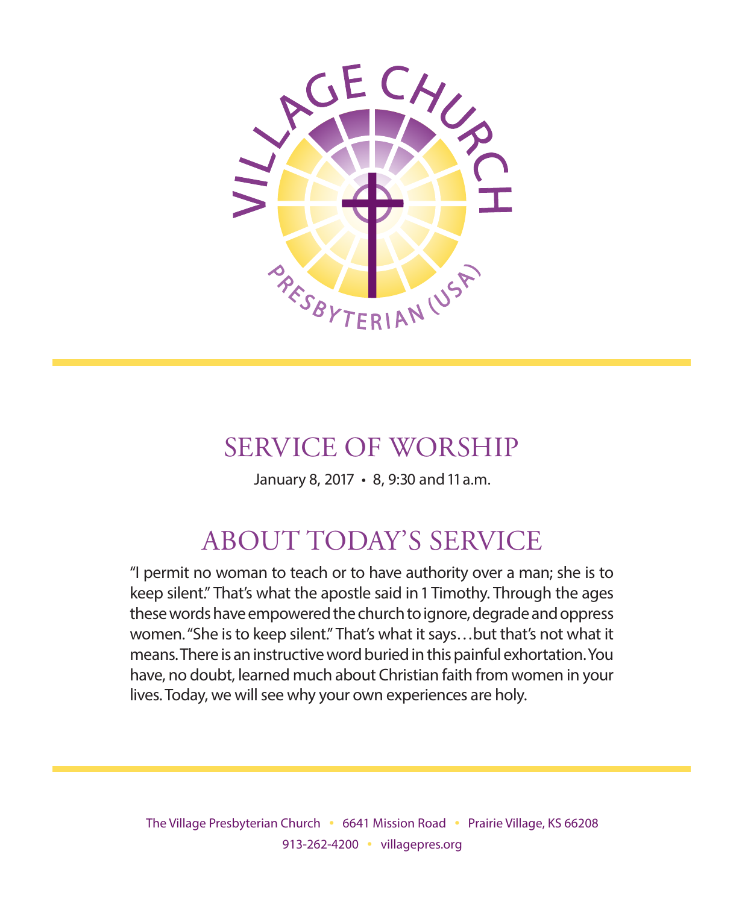VILLAGE CHURCH

PRESBYTERIAN (USA)

# SERVICE OF WORSHIP

January 8, 2017 • 8, 9:30 and 11 a.m.

## ABOUT TODAY'S SERVICE

"I permit no woman to teach or to have authority over a man; she is to keep silent." That's what the apostle said in 1 Timothy. Through the ages these words have empowered the church to ignore, degrade and oppress women. "She is to keep silent." That's what it says…but that's not what it means. There is an instructive word buried in this painful exhortation. You have, no doubt, learned much about Christian faith from women in your lives. Today, we will see why your own experiences are holy.

The Village Presbyterian Church • 6641 Mission Road • Prairie Village, KS 66208
913-262-4200 • villagepres.org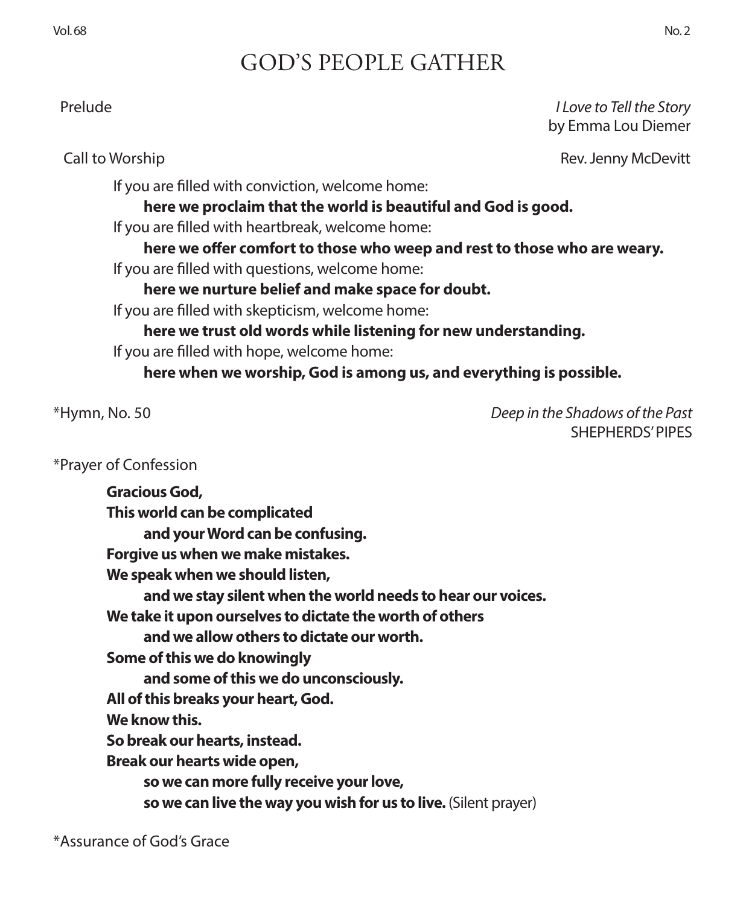# GOD'S PEOPLE GATHER

Prelude — *I Love to Tell the Story*
by Emma Lou Diemer

Call to Worship — Rev. Jenny McDevitt

If you are filled with conviction, welcome home:
**here we proclaim that the world is beautiful and God is good.**
If you are filled with heartbreak, welcome home:
**here we offer comfort to those who weep and rest to those who are weary.**
If you are filled with questions, welcome home:
**here we nurture belief and make space for doubt.**
If you are filled with skepticism, welcome home:
**here we trust old words while listening for new understanding.**
If you are filled with hope, welcome home:
**here when we worship, God is among us, and everything is possible.**

*Hymn, No. 50 — *Deep in the Shadows of the Past*
SHEPHERDS' PIPES

*Prayer of Confession

**Gracious God,**
**This world can be complicated**
**and your Word can be confusing.**
**Forgive us when we make mistakes.**
**We speak when we should listen,**
**and we stay silent when the world needs to hear our voices.**
**We take it upon ourselves to dictate the worth of others**
**and we allow others to dictate our worth.**
**Some of this we do knowingly**
**and some of this we do unconsciously.**
**All of this breaks your heart, God.**
**We know this.**
**So break our hearts, instead.**
**Break our hearts wide open,**
**so we can more fully receive your love,**
**so we can live the way you wish for us to live.** (Silent prayer)

*Assurance of God's Grace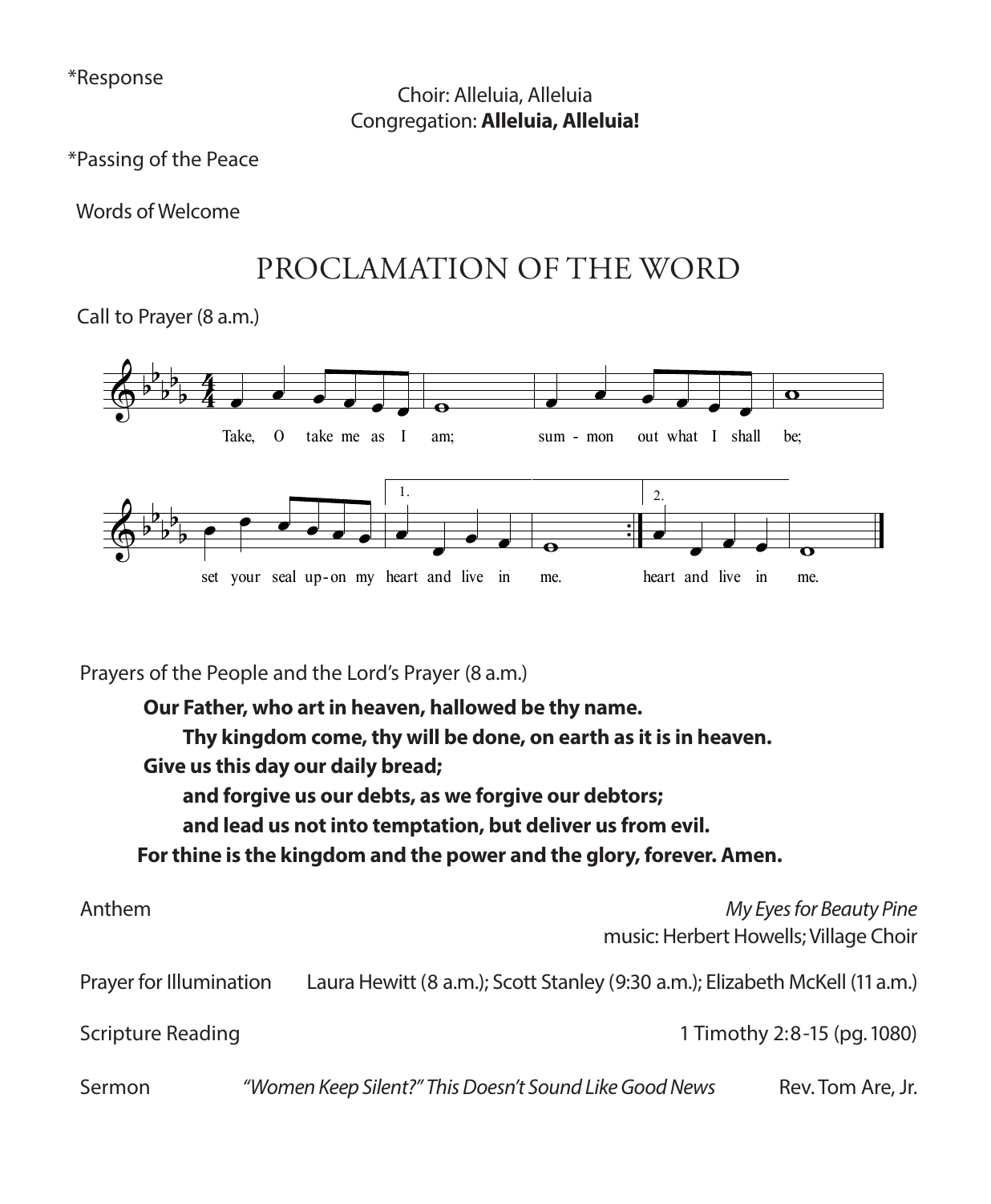*Response

Choir: Alleluia, Alleluia
Congregation: **Alleluia, Alleluia!**

*Passing of the Peace

Words of Welcome

# PROCLAMATION OF THE WORD

Call to Prayer (8 a.m.)

Take, O take me as I am; summon out what I shall be; set your seal upon my heart and live in me. heart and live in me.

Prayers of the People and the Lord's Prayer (8 a.m.)

**Our Father, who art in heaven, hallowed be thy name.**
**Thy kingdom come, thy will be done, on earth as it is in heaven.**
**Give us this day our daily bread;**
**and forgive us our debts, as we forgive our debtors;**
**and lead us not into temptation, but deliver us from evil.**
**For thine is the kingdom and the power and the glory, forever. Amen.**

Anthem — *My Eyes for Beauty Pine*
music: Herbert Howells; Village Choir

Prayer for Illumination — Laura Hewitt (8 a.m.); Scott Stanley (9:30 a.m.); Elizabeth McKell (11 a.m.)

Scripture Reading — 1 Timothy 2:8-15 (pg. 1080)

Sermon — *"Women Keep Silent?" This Doesn't Sound Like Good News* — Rev. Tom Are, Jr.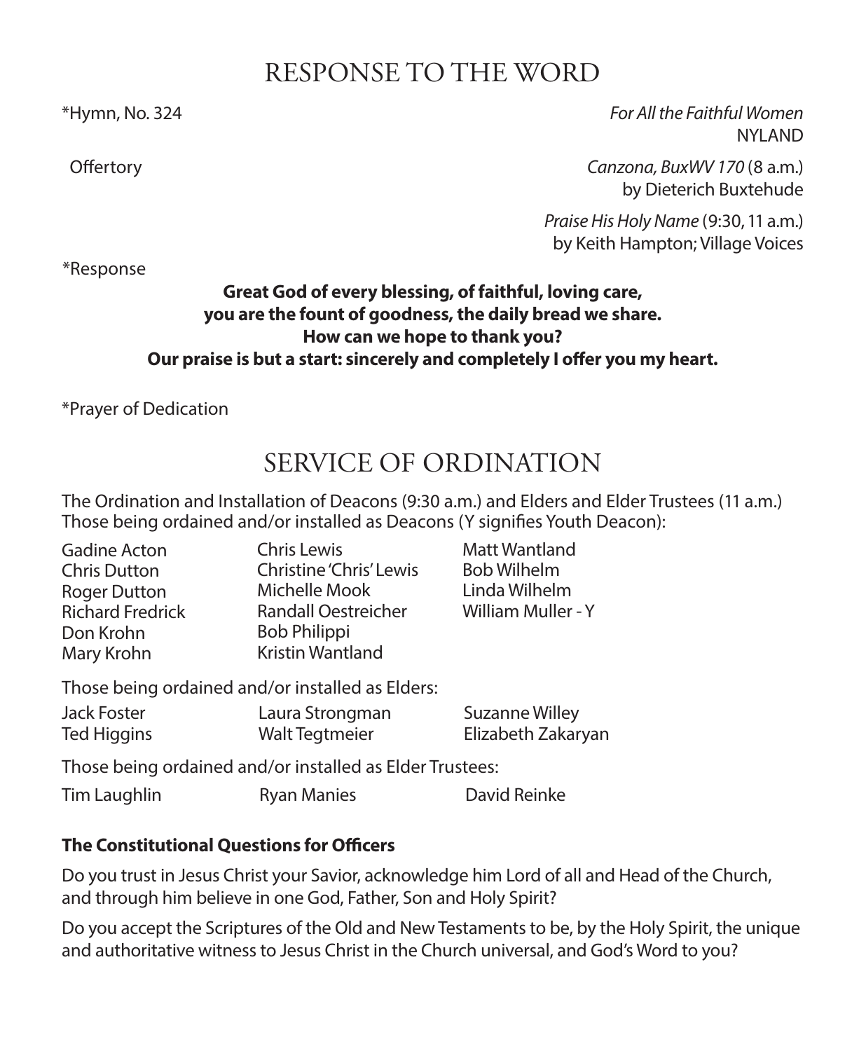## RESPONSE TO THE WORD

*Hymn, No. 324 — *For All the Faithful Women*
NYLAND

Offertory — *Canzona, BuxWV 170* (8 a.m.)
by Dieterich Buxtehude

*Praise His Holy Name* (9:30, 11 a.m.)
by Keith Hampton; Village Voices

*Response

**Great God of every blessing, of faithful, loving care,**
**you are the fount of goodness, the daily bread we share.**
**How can we hope to thank you?**
**Our praise is but a start: sincerely and completely I offer you my heart.**

*Prayer of Dedication

## SERVICE OF ORDINATION

The Ordination and Installation of Deacons (9:30 a.m.) and Elders and Elder Trustees (11 a.m.)
Those being ordained and/or installed as Deacons (Y signifies Youth Deacon):

Gadine Acton
Chris Dutton
Roger Dutton
Richard Fredrick
Don Krohn
Mary Krohn
Chris Lewis
Christine 'Chris' Lewis
Michelle Mook
Randall Oestreicher
Bob Philippi
Kristin Wantland
Matt Wantland
Bob Wilhelm
Linda Wilhelm
William Muller - Y

Those being ordained and/or installed as Elders:

Jack Foster
Ted Higgins
Laura Strongman
Walt Tegtmeier
Suzanne Willey
Elizabeth Zakaryan

Those being ordained and/or installed as Elder Trustees:

Tim Laughlin
Ryan Manies
David Reinke

**The Constitutional Questions for Officers**

Do you trust in Jesus Christ your Savior, acknowledge him Lord of all and Head of the Church, and through him believe in one God, Father, Son and Holy Spirit?

Do you accept the Scriptures of the Old and New Testaments to be, by the Holy Spirit, the unique and authoritative witness to Jesus Christ in the Church universal, and God's Word to you?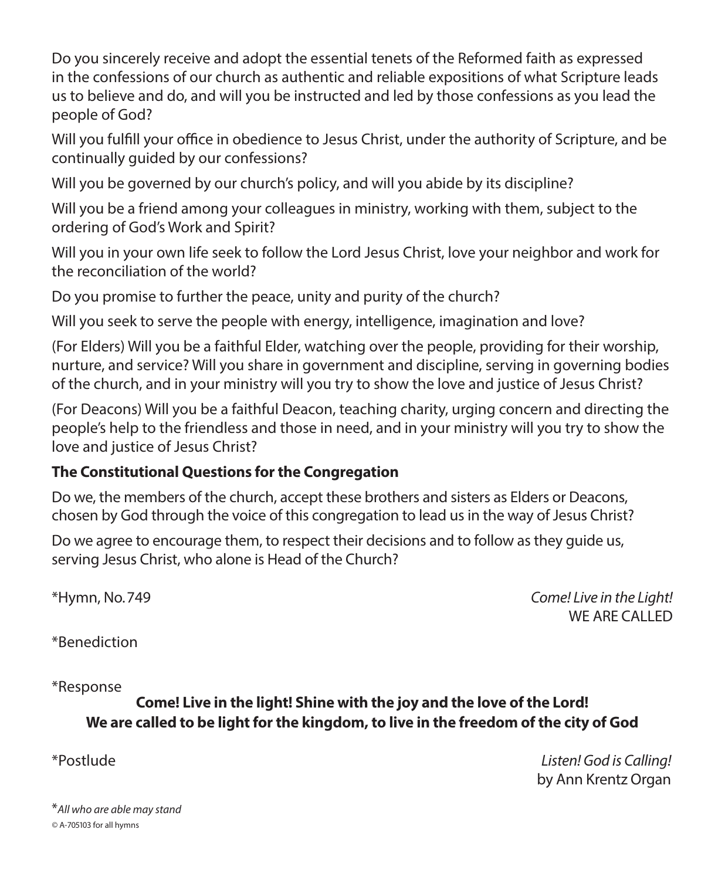Do you sincerely receive and adopt the essential tenets of the Reformed faith as expressed in the confessions of our church as authentic and reliable expositions of what Scripture leads us to believe and do, and will you be instructed and led by those confessions as you lead the people of God?

Will you fulfill your office in obedience to Jesus Christ, under the authority of Scripture, and be continually guided by our confessions?

Will you be governed by our church's policy, and will you abide by its discipline?

Will you be a friend among your colleagues in ministry, working with them, subject to the ordering of God's Work and Spirit?

Will you in your own life seek to follow the Lord Jesus Christ, love your neighbor and work for the reconciliation of the world?

Do you promise to further the peace, unity and purity of the church?

Will you seek to serve the people with energy, intelligence, imagination and love?

(For Elders) Will you be a faithful Elder, watching over the people, providing for their worship, nurture, and service? Will you share in government and discipline, serving in governing bodies of the church, and in your ministry will you try to show the love and justice of Jesus Christ?

(For Deacons) Will you be a faithful Deacon, teaching charity, urging concern and directing the people's help to the friendless and those in need, and in your ministry will you try to show the love and justice of Jesus Christ?

**The Constitutional Questions for the Congregation**

Do we, the members of the church, accept these brothers and sisters as Elders or Deacons, chosen by God through the voice of this congregation to lead us in the way of Jesus Christ?

Do we agree to encourage them, to respect their decisions and to follow as they guide us, serving Jesus Christ, who alone is Head of the Church?

*Hymn, No. 749 — *Come! Live in the Light!*
WE ARE CALLED

*Benediction

*Response

**Come! Live in the light! Shine with the joy and the love of the Lord!**
**We are called to be light for the kingdom, to live in the freedom of the city of God**

*Postlude — *Listen! God is Calling!*
by Ann Krentz Organ

**All who are able may stand*

© A-705103 for all hymns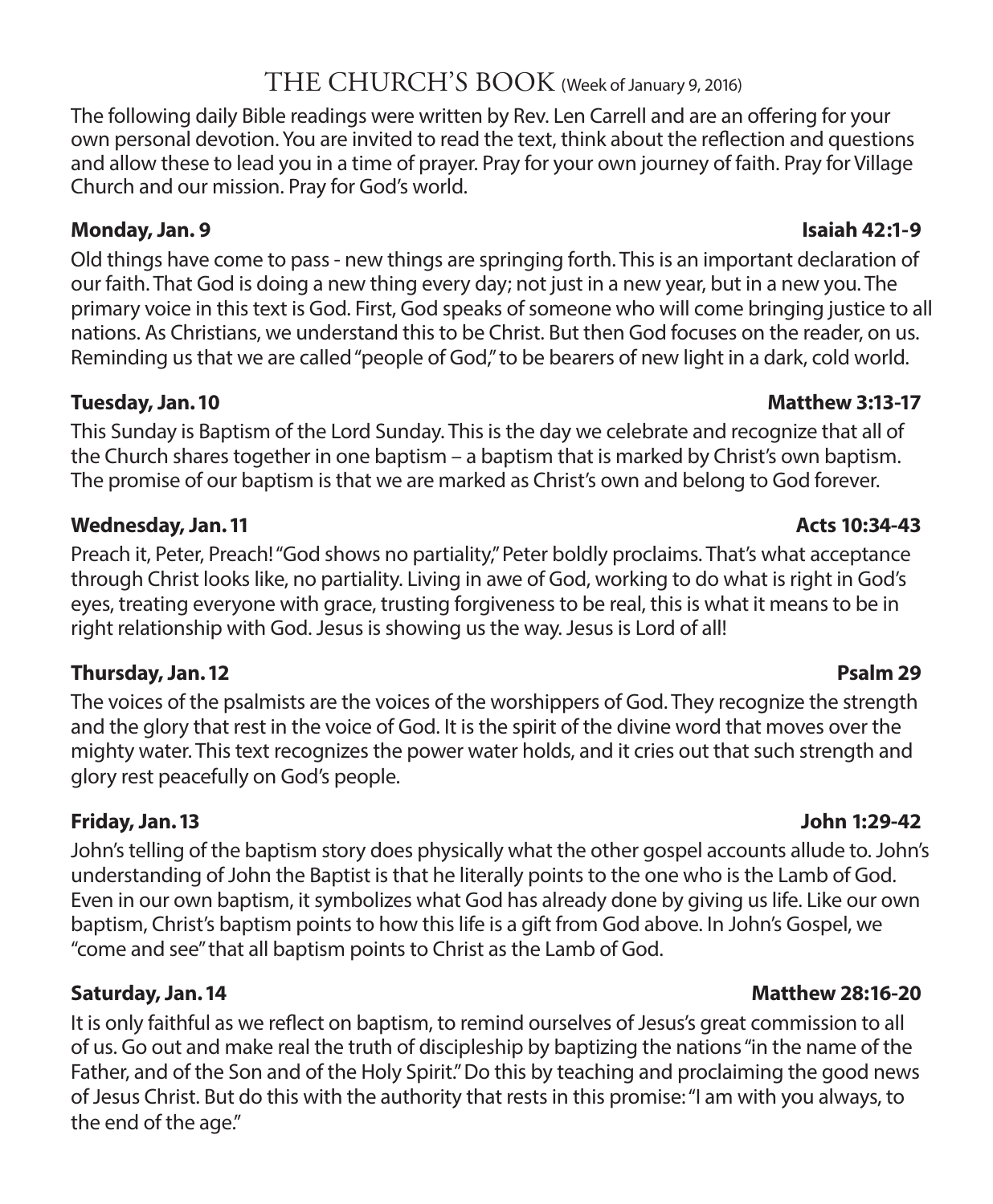# THE CHURCH'S BOOK (Week of January 9, 2016)

The following daily Bible readings were written by Rev. Len Carrell and are an offering for your own personal devotion. You are invited to read the text, think about the reflection and questions and allow these to lead you in a time of prayer. Pray for your own journey of faith. Pray for Village Church and our mission. Pray for God's world.

**Monday, Jan. 9** **Isaiah 42:1-9**

Old things have come to pass - new things are springing forth. This is an important declaration of our faith. That God is doing a new thing every day; not just in a new year, but in a new you. The primary voice in this text is God. First, God speaks of someone who will come bringing justice to all nations. As Christians, we understand this to be Christ. But then God focuses on the reader, on us. Reminding us that we are called "people of God," to be bearers of new light in a dark, cold world.

**Tuesday, Jan. 10** **Matthew 3:13-17**

This Sunday is Baptism of the Lord Sunday. This is the day we celebrate and recognize that all of the Church shares together in one baptism – a baptism that is marked by Christ's own baptism. The promise of our baptism is that we are marked as Christ's own and belong to God forever.

**Wednesday, Jan. 11** **Acts 10:34-43**

Preach it, Peter, Preach! "God shows no partiality," Peter boldly proclaims. That's what acceptance through Christ looks like, no partiality. Living in awe of God, working to do what is right in God's eyes, treating everyone with grace, trusting forgiveness to be real, this is what it means to be in right relationship with God. Jesus is showing us the way. Jesus is Lord of all!

**Thursday, Jan. 12** **Psalm 29**

The voices of the psalmists are the voices of the worshippers of God. They recognize the strength and the glory that rest in the voice of God. It is the spirit of the divine word that moves over the mighty water. This text recognizes the power water holds, and it cries out that such strength and glory rest peacefully on God's people.

**Friday, Jan. 13** **John 1:29-42**

John's telling of the baptism story does physically what the other gospel accounts allude to. John's understanding of John the Baptist is that he literally points to the one who is the Lamb of God. Even in our own baptism, it symbolizes what God has already done by giving us life. Like our own baptism, Christ's baptism points to how this life is a gift from God above. In John's Gospel, we "come and see" that all baptism points to Christ as the Lamb of God.

**Saturday, Jan. 14** **Matthew 28:16-20**

It is only faithful as we reflect on baptism, to remind ourselves of Jesus's great commission to all of us. Go out and make real the truth of discipleship by baptizing the nations "in the name of the Father, and of the Son and of the Holy Spirit." Do this by teaching and proclaiming the good news of Jesus Christ. But do this with the authority that rests in this promise: "I am with you always, to the end of the age."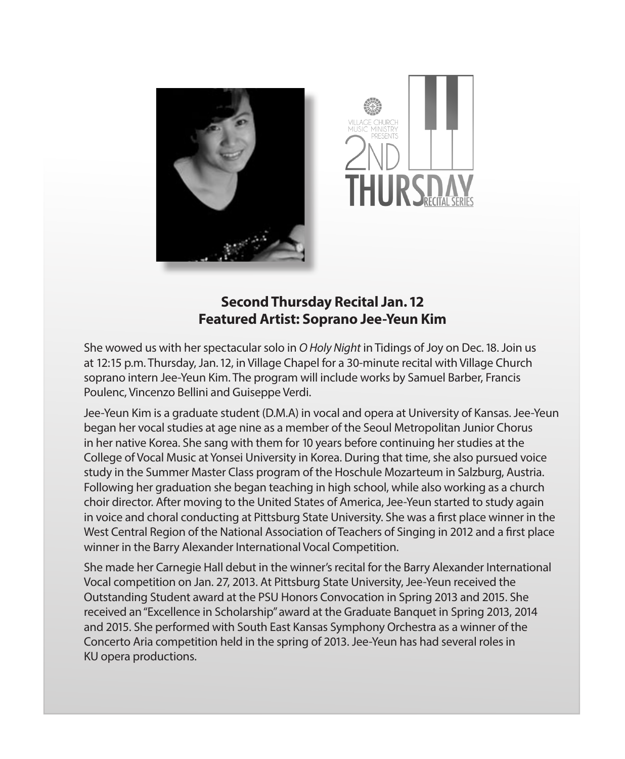VILLAGE CHURCH MUSIC MINISTRY PRESENTS

2ND THURSDAY RECITAL SERIES

**Second Thursday Recital Jan. 12**
**Featured Artist: Soprano Jee-Yeun Kim**

She wowed us with her spectacular solo in *O Holy Night* in Tidings of Joy on Dec. 18. Join us at 12:15 p.m. Thursday, Jan. 12, in Village Chapel for a 30-minute recital with Village Church soprano intern Jee-Yeun Kim. The program will include works by Samuel Barber, Francis Poulenc, Vincenzo Bellini and Guiseppe Verdi.

Jee-Yeun Kim is a graduate student (D.M.A) in vocal and opera at University of Kansas. Jee-Yeun began her vocal studies at age nine as a member of the Seoul Metropolitan Junior Chorus in her native Korea. She sang with them for 10 years before continuing her studies at the College of Vocal Music at Yonsei University in Korea. During that time, she also pursued voice study in the Summer Master Class program of the Hoschule Mozarteum in Salzburg, Austria. Following her graduation she began teaching in high school, while also working as a church choir director. After moving to the United States of America, Jee-Yeun started to study again in voice and choral conducting at Pittsburg State University. She was a first place winner in the West Central Region of the National Association of Teachers of Singing in 2012 and a first place winner in the Barry Alexander International Vocal Competition.

She made her Carnegie Hall debut in the winner's recital for the Barry Alexander International Vocal competition on Jan. 27, 2013. At Pittsburg State University, Jee-Yeun received the Outstanding Student award at the PSU Honors Convocation in Spring 2013 and 2015. She received an "Excellence in Scholarship" award at the Graduate Banquet in Spring 2013, 2014 and 2015. She performed with South East Kansas Symphony Orchestra as a winner of the Concerto Aria competition held in the spring of 2013. Jee-Yeun has had several roles in KU opera productions.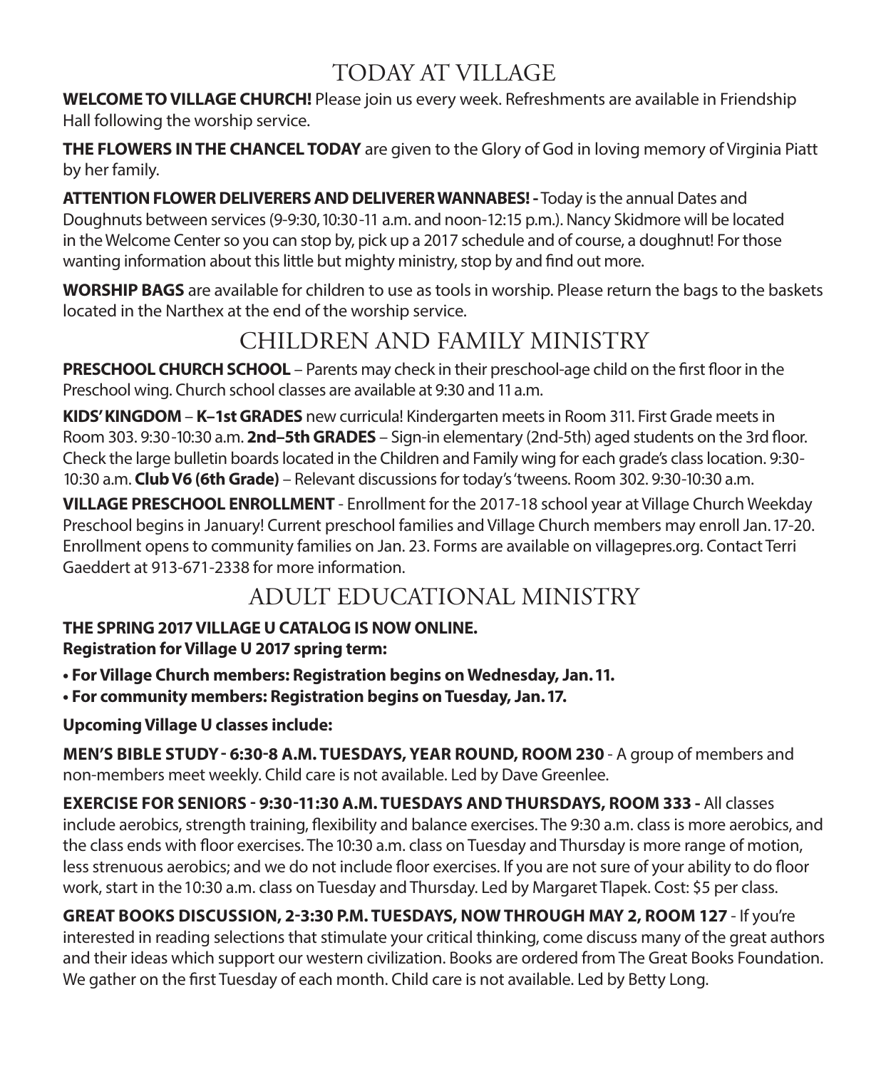## TODAY AT VILLAGE

**WELCOME TO VILLAGE CHURCH!** Please join us every week. Refreshments are available in Friendship Hall following the worship service.

**THE FLOWERS IN THE CHANCEL TODAY** are given to the Glory of God in loving memory of Virginia Piatt by her family.

**ATTENTION FLOWER DELIVERERS AND DELIVERER WANNABES! -** Today is the annual Dates and Doughnuts between services (9-9:30, 10:30-11 a.m. and noon-12:15 p.m.). Nancy Skidmore will be located in the Welcome Center so you can stop by, pick up a 2017 schedule and of course, a doughnut! For those wanting information about this little but mighty ministry, stop by and find out more.

**WORSHIP BAGS** are available for children to use as tools in worship. Please return the bags to the baskets located in the Narthex at the end of the worship service.

## CHILDREN AND FAMILY MINISTRY

**PRESCHOOL CHURCH SCHOOL** – Parents may check in their preschool-age child on the first floor in the Preschool wing. Church school classes are available at 9:30 and 11 a.m.

**KIDS' KINGDOM** – **K–1st GRADES** new curricula! Kindergarten meets in Room 311. First Grade meets in Room 303. 9:30-10:30 a.m. **2nd–5th GRADES** – Sign-in elementary (2nd-5th) aged students on the 3rd floor. Check the large bulletin boards located in the Children and Family wing for each grade's class location. 9:30-10:30 a.m. **Club V6 (6th Grade)** – Relevant discussions for today's 'tweens. Room 302. 9:30-10:30 a.m.

**VILLAGE PRESCHOOL ENROLLMENT** - Enrollment for the 2017-18 school year at Village Church Weekday Preschool begins in January! Current preschool families and Village Church members may enroll Jan. 17-20. Enrollment opens to community families on Jan. 23. Forms are available on villagepres.org. Contact Terri Gaeddert at 913-671-2338 for more information.

## ADULT EDUCATIONAL MINISTRY

**THE SPRING 2017 VILLAGE U CATALOG IS NOW ONLINE.**
**Registration for Village U 2017 spring term:**

- **For Village Church members: Registration begins on Wednesday, Jan. 11.**
- **For community members: Registration begins on Tuesday, Jan. 17.**

**Upcoming Village U classes include:**

**MEN'S BIBLE STUDY - 6:30-8 A.M. TUESDAYS, YEAR ROUND, ROOM 230** - A group of members and non-members meet weekly. Child care is not available. Led by Dave Greenlee.

**EXERCISE FOR SENIORS - 9:30-11:30 A.M. TUESDAYS AND THURSDAYS, ROOM 333 -** All classes include aerobics, strength training, flexibility and balance exercises. The 9:30 a.m. class is more aerobics, and the class ends with floor exercises. The 10:30 a.m. class on Tuesday and Thursday is more range of motion, less strenuous aerobics; and we do not include floor exercises. If you are not sure of your ability to do floor work, start in the 10:30 a.m. class on Tuesday and Thursday. Led by Margaret Tlapek. Cost: $5 per class.

**GREAT BOOKS DISCUSSION, 2-3:30 P.M. TUESDAYS, NOW THROUGH MAY 2, ROOM 127** - If you're interested in reading selections that stimulate your critical thinking, come discuss many of the great authors and their ideas which support our western civilization. Books are ordered from The Great Books Foundation. We gather on the first Tuesday of each month. Child care is not available. Led by Betty Long.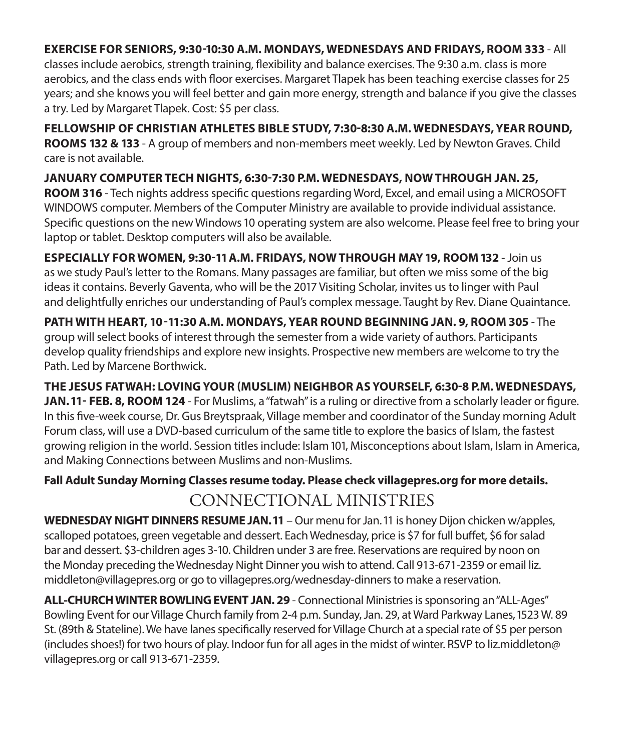**EXERCISE FOR SENIORS, 9:30-10:30 A.M. MONDAYS, WEDNESDAYS AND FRIDAYS, ROOM 333** - All classes include aerobics, strength training, flexibility and balance exercises. The 9:30 a.m. class is more aerobics, and the class ends with floor exercises. Margaret Tlapek has been teaching exercise classes for 25 years; and she knows you will feel better and gain more energy, strength and balance if you give the classes a try. Led by Margaret Tlapek. Cost: $5 per class.

**FELLOWSHIP OF CHRISTIAN ATHLETES BIBLE STUDY, 7:30-8:30 A.M. WEDNESDAYS, YEAR ROUND, ROOMS 132 & 133** - A group of members and non-members meet weekly. Led by Newton Graves. Child care is not available.

**JANUARY COMPUTER TECH NIGHTS, 6:30-7:30 P.M. WEDNESDAYS, NOW THROUGH JAN. 25, ROOM 316** - Tech nights address specific questions regarding Word, Excel, and email using a MICROSOFT WINDOWS computer. Members of the Computer Ministry are available to provide individual assistance. Specific questions on the new Windows 10 operating system are also welcome. Please feel free to bring your laptop or tablet. Desktop computers will also be available.

**ESPECIALLY FOR WOMEN, 9:30-11 A.M. FRIDAYS, NOW THROUGH MAY 19, ROOM 132** - Join us as we study Paul's letter to the Romans. Many passages are familiar, but often we miss some of the big ideas it contains. Beverly Gaventa, who will be the 2017 Visiting Scholar, invites us to linger with Paul and delightfully enriches our understanding of Paul's complex message. Taught by Rev. Diane Quaintance.

**PATH WITH HEART, 10-11:30 A.M. MONDAYS, YEAR ROUND BEGINNING JAN. 9, ROOM 305** - The group will select books of interest through the semester from a wide variety of authors. Participants develop quality friendships and explore new insights. Prospective new members are welcome to try the Path. Led by Marcene Borthwick.

**THE JESUS FATWAH: LOVING YOUR (MUSLIM) NEIGHBOR AS YOURSELF, 6:30-8 P.M. WEDNESDAYS, JAN. 11- FEB. 8, ROOM 124** - For Muslims, a "fatwah" is a ruling or directive from a scholarly leader or figure. In this five-week course, Dr. Gus Breytspraak, Village member and coordinator of the Sunday morning Adult Forum class, will use a DVD-based curriculum of the same title to explore the basics of Islam, the fastest growing religion in the world. Session titles include: Islam 101, Misconceptions about Islam, Islam in America, and Making Connections between Muslims and non-Muslims.

**Fall Adult Sunday Morning Classes resume today. Please check villagepres.org for more details.**

## CONNECTIONAL MINISTRIES

**WEDNESDAY NIGHT DINNERS RESUME JAN. 11** – Our menu for Jan. 11 is honey Dijon chicken w/apples, scalloped potatoes, green vegetable and dessert. Each Wednesday, price is $7 for full buffet, $6 for salad bar and dessert. $3-children ages 3-10. Children under 3 are free. Reservations are required by noon on the Monday preceding the Wednesday Night Dinner you wish to attend. Call 913-671-2359 or email liz.middleton@villagepres.org or go to villagepres.org/wednesday-dinners to make a reservation.

**ALL-CHURCH WINTER BOWLING EVENT JAN. 29** - Connectional Ministries is sponsoring an "ALL-Ages" Bowling Event for our Village Church family from 2-4 p.m. Sunday, Jan. 29, at Ward Parkway Lanes, 1523 W. 89 St. (89th & Stateline). We have lanes specifically reserved for Village Church at a special rate of $5 per person (includes shoes!) for two hours of play. Indoor fun for all ages in the midst of winter. RSVP to liz.middleton@villagepres.org or call 913-671-2359.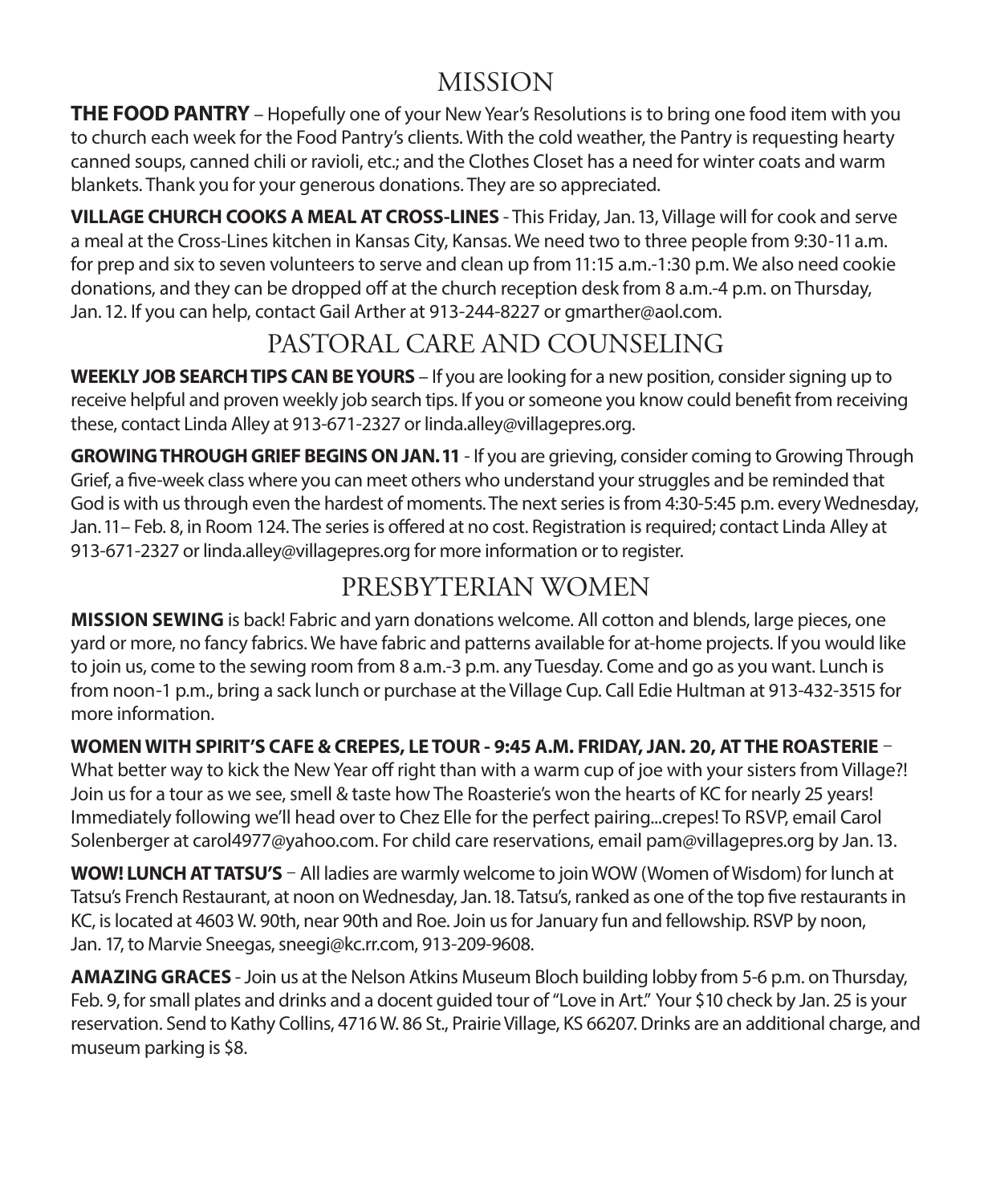## MISSION

**THE FOOD PANTRY** – Hopefully one of your New Year's Resolutions is to bring one food item with you to church each week for the Food Pantry's clients. With the cold weather, the Pantry is requesting hearty canned soups, canned chili or ravioli, etc.; and the Clothes Closet has a need for winter coats and warm blankets. Thank you for your generous donations. They are so appreciated.

**VILLAGE CHURCH COOKS A MEAL AT CROSS-LINES** - This Friday, Jan. 13, Village will for cook and serve a meal at the Cross-Lines kitchen in Kansas City, Kansas. We need two to three people from 9:30-11 a.m. for prep and six to seven volunteers to serve and clean up from 11:15 a.m.-1:30 p.m. We also need cookie donations, and they can be dropped off at the church reception desk from 8 a.m.-4 p.m. on Thursday, Jan. 12. If you can help, contact Gail Arther at 913-244-8227 or gmarther@aol.com.

## PASTORAL CARE AND COUNSELING

**WEEKLY JOB SEARCH TIPS CAN BE YOURS** – If you are looking for a new position, consider signing up to receive helpful and proven weekly job search tips. If you or someone you know could benefit from receiving these, contact Linda Alley at 913-671-2327 or linda.alley@villagepres.org.

**GROWING THROUGH GRIEF BEGINS ON JAN. 11** - If you are grieving, consider coming to Growing Through Grief, a five-week class where you can meet others who understand your struggles and be reminded that God is with us through even the hardest of moments. The next series is from 4:30-5:45 p.m. every Wednesday, Jan. 11– Feb. 8, in Room 124. The series is offered at no cost. Registration is required; contact Linda Alley at 913-671-2327 or linda.alley@villagepres.org for more information or to register.

## PRESBYTERIAN WOMEN

**MISSION SEWING** is back! Fabric and yarn donations welcome. All cotton and blends, large pieces, one yard or more, no fancy fabrics. We have fabric and patterns available for at-home projects. If you would like to join us, come to the sewing room from 8 a.m.-3 p.m. any Tuesday. Come and go as you want. Lunch is from noon-1 p.m., bring a sack lunch or purchase at the Village Cup. Call Edie Hultman at 913-432-3515 for more information.

**WOMEN WITH SPIRIT'S CAFE & CREPES, LE TOUR - 9:45 A.M. FRIDAY, JAN. 20, AT THE ROASTERIE** – What better way to kick the New Year off right than with a warm cup of joe with your sisters from Village?! Join us for a tour as we see, smell & taste how The Roasterie's won the hearts of KC for nearly 25 years! Immediately following we'll head over to Chez Elle for the perfect pairing...crepes! To RSVP, email Carol Solenberger at carol4977@yahoo.com. For child care reservations, email pam@villagepres.org by Jan. 13.

**WOW! LUNCH AT TATSU'S** – All ladies are warmly welcome to join WOW (Women of Wisdom) for lunch at Tatsu's French Restaurant, at noon on Wednesday, Jan. 18. Tatsu's, ranked as one of the top five restaurants in KC, is located at 4603 W. 90th, near 90th and Roe. Join us for January fun and fellowship. RSVP by noon, Jan. 17, to Marvie Sneegas, sneegi@kc.rr.com, 913-209-9608.

**AMAZING GRACES** - Join us at the Nelson Atkins Museum Bloch building lobby from 5-6 p.m. on Thursday, Feb. 9, for small plates and drinks and a docent guided tour of "Love in Art." Your $10 check by Jan. 25 is your reservation. Send to Kathy Collins, 4716 W. 86 St., Prairie Village, KS 66207. Drinks are an additional charge, and museum parking is $8.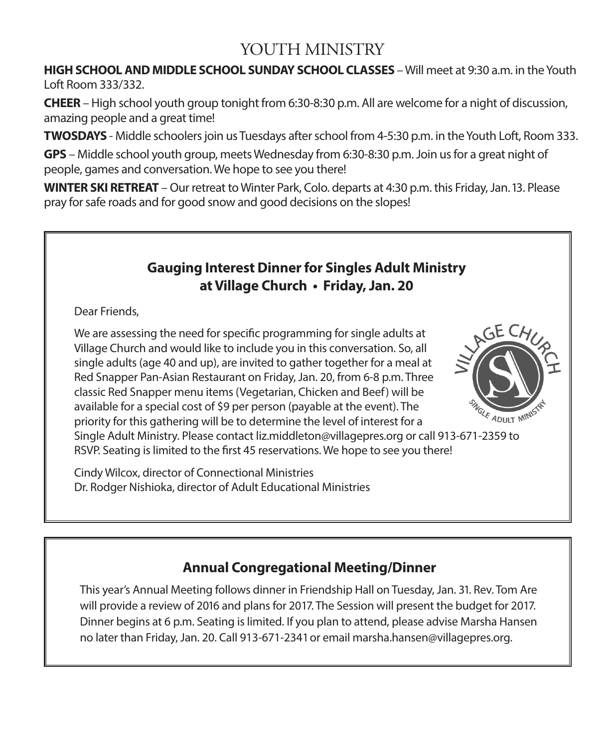# YOUTH MINISTRY

**HIGH SCHOOL AND MIDDLE SCHOOL SUNDAY SCHOOL CLASSES** – Will meet at 9:30 a.m. in the Youth Loft Room 333/332.

**CHEER** – High school youth group tonight from 6:30-8:30 p.m. All are welcome for a night of discussion, amazing people and a great time!

**TWOSDAYS** - Middle schoolers join us Tuesdays after school from 4-5:30 p.m. in the Youth Loft, Room 333.

**GPS** – Middle school youth group, meets Wednesday from 6:30-8:30 p.m. Join us for a great night of people, games and conversation. We hope to see you there!

**WINTER SKI RETREAT** – Our retreat to Winter Park, Colo. departs at 4:30 p.m. this Friday, Jan. 13. Please pray for safe roads and for good snow and good decisions on the slopes!

## Gauging Interest Dinner for Singles Adult Ministry at Village Church • Friday, Jan. 20

Dear Friends,

We are assessing the need for specific programming for single adults at Village Church and would like to include you in this conversation. So, all single adults (age 40 and up), are invited to gather together for a meal at Red Snapper Pan-Asian Restaurant on Friday, Jan. 20, from 6-8 p.m. Three classic Red Snapper menu items (Vegetarian, Chicken and Beef) will be available for a special cost of $9 per person (payable at the event). The priority for this gathering will be to determine the level of interest for a Single Adult Ministry. Please contact liz.middleton@villagepres.org or call 913-671-2359 to RSVP. Seating is limited to the first 45 reservations. We hope to see you there!

Cindy Wilcox, director of Connectional Ministries
Dr. Rodger Nishioka, director of Adult Educational Ministries

## Annual Congregational Meeting/Dinner

This year's Annual Meeting follows dinner in Friendship Hall on Tuesday, Jan. 31. Rev. Tom Are will provide a review of 2016 and plans for 2017. The Session will present the budget for 2017. Dinner begins at 6 p.m. Seating is limited. If you plan to attend, please advise Marsha Hansen no later than Friday, Jan. 20. Call 913-671-2341 or email marsha.hansen@villagepres.org.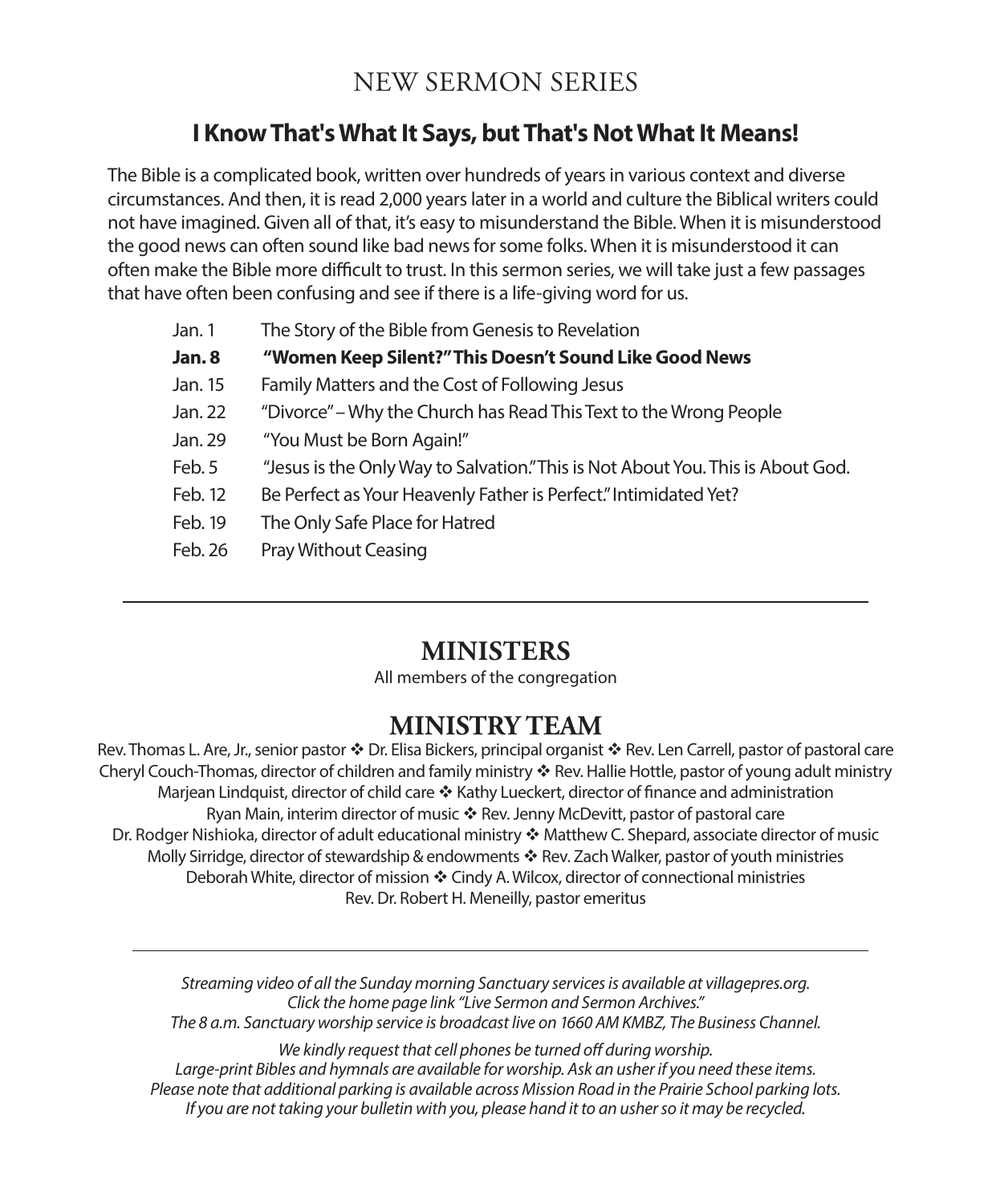## NEW SERMON SERIES

### I Know That's What It Says, but That's Not What It Means!

The Bible is a complicated book, written over hundreds of years in various context and diverse circumstances. And then, it is read 2,000 years later in a world and culture the Biblical writers could not have imagined. Given all of that, it's easy to misunderstand the Bible. When it is misunderstood the good news can often sound like bad news for some folks. When it is misunderstood it can often make the Bible more difficult to trust. In this sermon series, we will take just a few passages that have often been confusing and see if there is a life-giving word for us.

| | |
|---|---|
| Jan. 1 | The Story of the Bible from Genesis to Revelation |
| **Jan. 8** | **"Women Keep Silent?" This Doesn't Sound Like Good News** |
| Jan. 15 | Family Matters and the Cost of Following Jesus |
| Jan. 22 | "Divorce" – Why the Church has Read This Text to the Wrong People |
| Jan. 29 | "You Must be Born Again!" |
| Feb. 5 | "Jesus is the Only Way to Salvation." This is Not About You. This is About God. |
| Feb. 12 | Be Perfect as Your Heavenly Father is Perfect." Intimidated Yet? |
| Feb. 19 | The Only Safe Place for Hatred |
| Feb. 26 | Pray Without Ceasing |

---

## MINISTERS

All members of the congregation

## MINISTRY TEAM

Rev. Thomas L. Are, Jr., senior pastor ❖ Dr. Elisa Bickers, principal organist ❖ Rev. Len Carrell, pastor of pastoral care
Cheryl Couch-Thomas, director of children and family ministry ❖ Rev. Hallie Hottle, pastor of young adult ministry
Marjean Lindquist, director of child care ❖ Kathy Lueckert, director of finance and administration
Ryan Main, interim director of music ❖ Rev. Jenny McDevitt, pastor of pastoral care
Dr. Rodger Nishioka, director of adult educational ministry ❖ Matthew C. Shepard, associate director of music
Molly Sirridge, director of stewardship & endowments ❖ Rev. Zach Walker, pastor of youth ministries
Deborah White, director of mission ❖ Cindy A. Wilcox, director of connectional ministries
Rev. Dr. Robert H. Meneilly, pastor emeritus

---

*Streaming video of all the Sunday morning Sanctuary services is available at villagepres.org.*
*Click the home page link "Live Sermon and Sermon Archives."*
*The 8 a.m. Sanctuary worship service is broadcast live on 1660 AM KMBZ, The Business Channel.*

*We kindly request that cell phones be turned off during worship.*
*Large-print Bibles and hymnals are available for worship. Ask an usher if you need these items.*
*Please note that additional parking is available across Mission Road in the Prairie School parking lots.*
*If you are not taking your bulletin with you, please hand it to an usher so it may be recycled.*